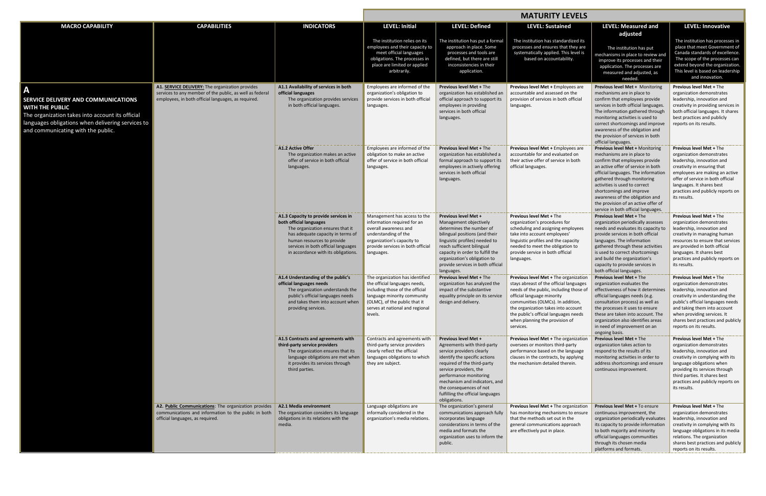| MACRO CAPABILITY | CAPABILITIES | INDICATORS | MATURITY LEVELS | | | | |
|---|---|---|---|---|---|---|---|
| | | | **LEVEL: Initial**<br>The institution relies on its employees and their capacity to meet official languages obligations. The processes in place are limited or applied arbitrarily. | **LEVEL: Defined**<br>The institution has put a formal approach in place. Some processes and tools are defined, but there are still inconsistencies in their application. | **LEVEL: Sustained**<br>The institution has standardized its processes and ensures that they are systematically applied. This level is based on accountability. | **LEVEL: Measured and adjusted**<br>The institution has put mechanisms in place to review and improve its processes and their application. The processes are measured and adjusted, as needed. | **LEVEL: Innovative**<br>The institution has processes in place that meet Government of Canada standards of excellence. The scope of the processes can extend beyond the organization. This level is based on leadership and innovation. |
| **A**<br>**SERVICE DELIVERY AND COMMUNICATIONS WITH THE PUBLIC**<br>The organization takes into account its official languages obligations when delivering services to and communicating with the public. | **A1. SERVICE DELIVERY:** The organization provides services to any member of the public, as well as federal employees, in both official languages, as required. | **A1.1 Availability of services in both official languages**<br>The organization provides services in both official languages. | Employees are informed of the organization's obligation to provide services in both official languages. | **Previous level Met +** The organization has established an official approach to support its employees in providing services in both official languages. | **Previous level Met +** Employees are accountable and assessed on the provision of services in both official languages. | **Previous level Met +** Monitoring mechanisms are in place to confirm that employees provide services in both official languages. The information gathered through monitoring activities is used to correct shortcomings and improve awareness of the obligation and the provision of services in both official languages. | **Previous level Met +** The organization demonstrates leadership, innovation and creativity in providing services in both official languages. It shares best practices and publicly reports on its results. |
| | | **A1.2 Active Offer**<br>The organization makes an active offer of service in both official languages. | Employees are informed of the obligation to make an active offer of service in both official languages. | **Previous level Met +** The organization has established a formal approach to support its employees in actively offering services in both official languages. | **Previous level Met +** Employees are accountable for and evaluated on their active offer of service in both official languages. | **Previous level Met +** Monitoring mechanisms are in place to confirm that employees provide an active offer of service in both official languages. The information gathered through monitoring activities is used to correct shortcomings and improve awareness of the obligation and the provision of an active offer of service in both official languages. | **Previous level Met +** The organization demonstrates leadership, innovation and creativity in ensuring that employees are making an active offer of service in both official languages. It shares best practices and publicly reports on its results. |
| | | **A1.3 Capacity to provide services in both official languages**<br>The organization ensures that it has adequate capacity in terms of human resources to provide services in both official languages in accordance with its obligations. | Management has access to the information required for an overall awareness and understanding of the organization's capacity to provide services in both official languages. | **Previous level Met +** Management objectively determines the number of bilingual positions (and their linguistic profiles) needed to reach sufficient bilingual capacity in order to fulfill the organization's obligation to provide services in both official languages. | **Previous level Met +** The organization's procedures for scheduling and assigning employees take into account employees' linguistic profiles and the capacity needed to meet the obligation to provide service in both official languages. | **Previous level Met +** The organization periodically assesses needs and evaluates its capacity to provide services in both official languages. The information gathered through these activities is used to correct shortcomings and build the organization's capacity to provide services in both official languages. | **Previous level Met +** The organization demonstrates leadership, innovation and creativity in managing human resources to ensure that services are provided in both official languages. It shares best practices and publicly reports on its results. |
| | | **A1.4 Understanding of the public's official languages needs**<br>The organization understands the public's official languages needs and takes them into account when providing services. | The organization has identified the official languages needs, including those of the official language minority community (OLMC), of the public that it serves at national and regional levels. | **Previous level Met +** The organization has analyzed the impact of the substantive equality principle on its service design and delivery. | **Previous level Met +** The organization stays abreast of the official languages needs of the public, including those of official language minority communities (OLMCs). In addition, the organization takes into account the public's official languages needs when planning the provision of services. | **Previous level Met +** The organization evaluates the effectiveness of how it determines official languages needs (e.g. consultation process) as well as the processes it uses to ensure these are taken into account. The organization also identifies areas in need of improvement on an ongoing basis. | **Previous level Met +** The organization demonstrates leadership, innovation and creativity in understanding the public's official languages needs and taking them into account when providing services. It shares best practices and publicly reports on its results. |
| | | **A1.5 Contracts and agreements with third-party service providers**<br>The organization ensures that its language obligations are met when it provides its services through third parties. | Contracts and agreements with third-party service providers clearly reflect the official languages obligations to which they are subject. | **Previous level Met +** Agreements with third-party service providers clearly identify the specific actions required of the third-party service providers, the performance monitoring mechanism and indicators, and the consequences of not fulfilling the official languages obligations. | **Previous level Met +** The organization oversees or monitors third-party performance based on the language clauses in the contracts, by applying the mechanism detailed therein. | **Previous level Met +** The organization takes action to respond to the results of its monitoring activities in order to address shortcomings and ensure continuous improvement. | **Previous level Met +** The organization demonstrates leadership, innovation and creativity in complying with its language obligations when providing its services through third parties. It shares best practices and publicly reports on its results. |
| | **A2. Public Communications**: The organization provides communications and information to the public in both official languages, as required. | **A2.1 Media environment**<br>The organization considers its language obligations in its relations with the media. | Language obligations are informally considered in the organization's media relations. | The organization's general communications approach fully incorporates language considerations in terms of the media and formats the organization uses to inform the public. | **Previous level Met +** The organization has monitoring mechanisms to ensure that the methods set out in the general communications approach are effectively put in place. | **Previous level Met +** To ensure continuous improvement, the organization periodically evaluates its capacity to provide information to both majority and minority official languages communities through its chosen media platforms and formats. | **Previous level Met +** The organization demonstrates leadership, innovation and creativity in complying with its language obligations in its media relations. The organization shares best practices and publicly reports on its results. |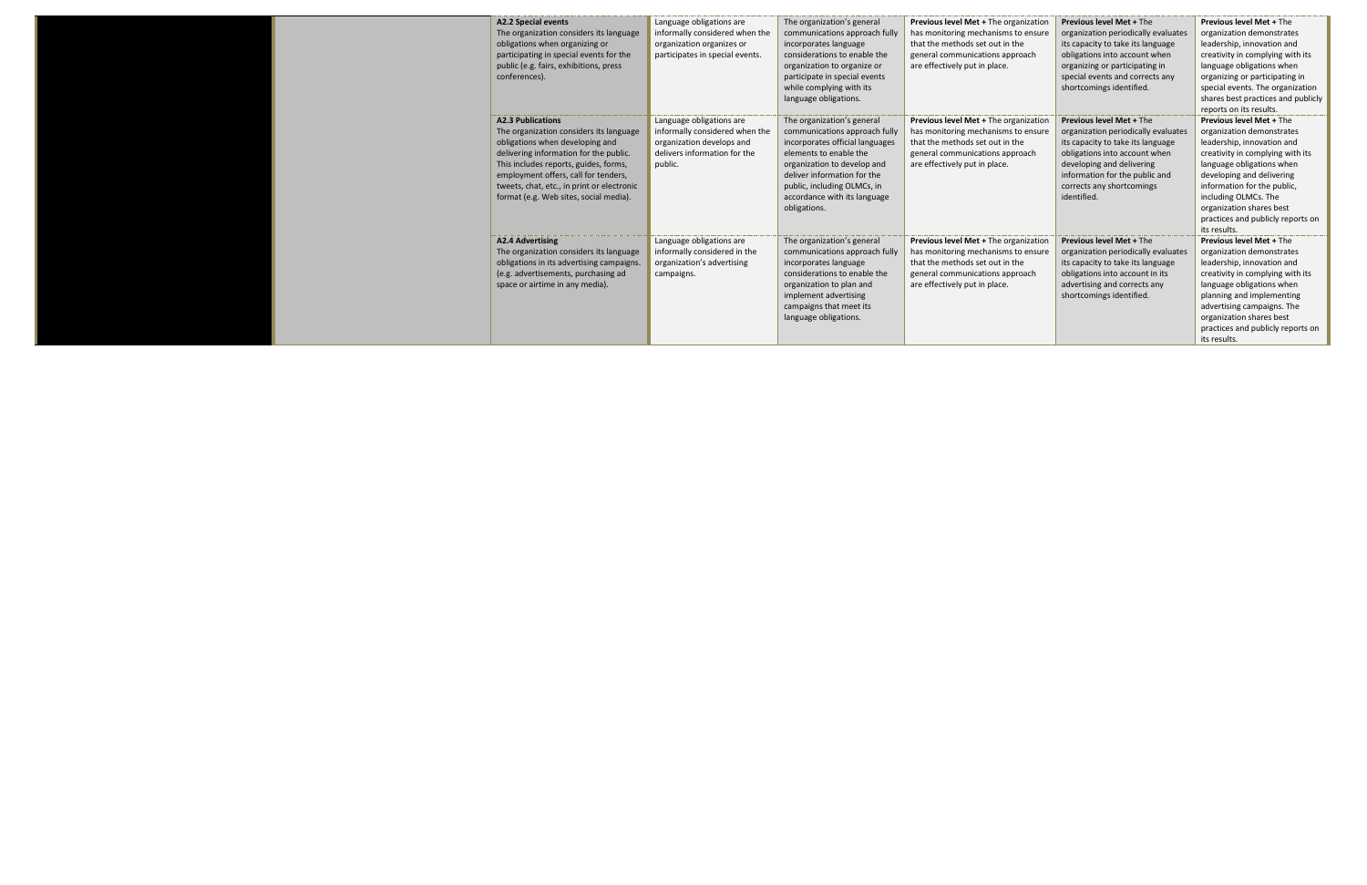| | | | | | | | |
|---|---|---|---|---|---|---|---|
| | | **A2.2 Special events**<br>The organization considers its language obligations when organizing or participating in special events for the public (e.g. fairs, exhibitions, press conferences). | Language obligations are informally considered when the organization organizes or participates in special events. | The organization's general communications approach fully incorporates language considerations to enable the organization to organize or participate in special events while complying with its language obligations. | **Previous level Met +** The organization has monitoring mechanisms to ensure that the methods set out in the general communications approach are effectively put in place. | **Previous level Met +** The organization periodically evaluates its capacity to take its language obligations into account when organizing or participating in special events and corrects any shortcomings identified. | **Previous level Met +** The organization demonstrates leadership, innovation and creativity in complying with its language obligations when organizing or participating in special events. The organization shares best practices and publicly reports on its results. |
| | | **A2.3 Publications**<br>The organization considers its language obligations when developing and delivering information for the public. This includes reports, guides, forms, employment offers, call for tenders, tweets, chat, etc., in print or electronic format (e.g. Web sites, social media). | Language obligations are informally considered when the organization develops and delivers information for the public. | The organization's general communications approach fully incorporates official languages elements to enable the organization to develop and deliver information for the public, including OLMCs, in accordance with its language obligations. | **Previous level Met +** The organization has monitoring mechanisms to ensure that the methods set out in the general communications approach are effectively put in place. | **Previous level Met +** The organization periodically evaluates its capacity to take its language obligations into account when developing and delivering information for the public and corrects any shortcomings identified. | **Previous level Met +** The organization demonstrates leadership, innovation and creativity in complying with its language obligations when developing and delivering information for the public, including OLMCs. The organization shares best practices and publicly reports on its results. |
| | | **A2.4 Advertising**<br>The organization considers its language obligations in its advertising campaigns. (e.g. advertisements, purchasing ad space or airtime in any media). | Language obligations are informally considered in the organization's advertising campaigns. | The organization's general communications approach fully incorporates language considerations to enable the organization to plan and implement advertising campaigns that meet its language obligations. | **Previous level Met +** The organization has monitoring mechanisms to ensure that the methods set out in the general communications approach are effectively put in place. | **Previous level Met +** The organization periodically evaluates its capacity to take its language obligations into account in its advertising and corrects any shortcomings identified. | **Previous level Met +** The organization demonstrates leadership, innovation and creativity in complying with its language obligations when planning and implementing advertising campaigns. The organization shares best practices and publicly reports on its results. |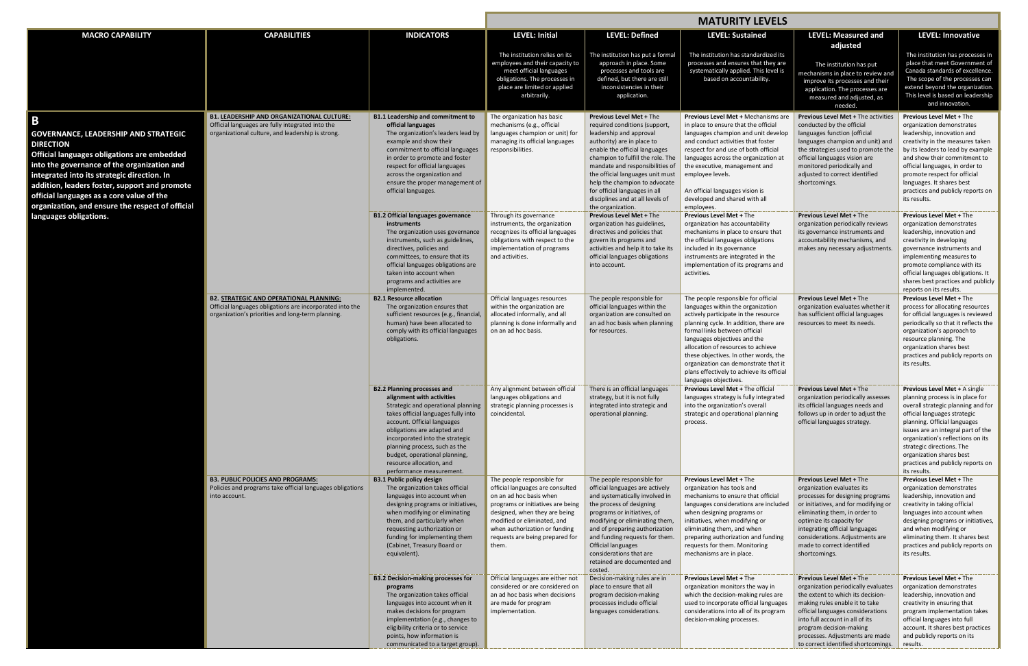| MACRO CAPABILITY | CAPABILITIES | INDICATORS | MATURITY LEVELS | | | | |
|---|---|---|---|---|---|---|---|
| | | | **LEVEL: Initial** The institution relies on its employees and their capacity to meet official languages obligations. The processes in place are limited or applied arbitrarily. | **LEVEL: Defined** The institution has put a formal approach in place. Some processes and tools are defined, but there are still inconsistencies in their application. | **LEVEL: Sustained** The institution has standardized its processes and ensures that they are systematically applied. This level is based on accountability. | **LEVEL: Measured and adjusted** The institution has put mechanisms in place to review and improve its processes and their application. The processes are measured and adjusted, as needed. | **LEVEL: Innovative** The institution has processes in place that meet Government of Canada standards of excellence. The scope of the processes can extend beyond the organization. This level is based on leadership and innovation. |
| **B** **GOVERNANCE, LEADERSHIP AND STRATEGIC DIRECTION** **Official languages obligations are embedded into the governance of the organization and integrated into its strategic direction. In addition, leaders foster, support and promote official languages as a core value of the organization, and ensure the respect of official languages obligations.** | **B1. LEADERSHIP AND ORGANIZATIONAL CULTURE:** Official languages are fully integrated into the organizational culture, and leadership is strong. | **B1.1 Leadership and commitment to official languages** The organization's leaders lead by example and show their commitment to official languages in order to promote and foster respect for official languages across the organization and ensure the proper management of official languages. | The organization has basic mechanisms (e.g., official languages champion or unit) for managing its official languages responsibilities. | **Previous Level Met +** The required conditions (support, leadership and approval authority) are in place to enable the official languages champion to fulfill the role. The mandate and responsibilities of the official languages unit must help the champion to advocate for official languages in all disciplines and at all levels of the organization. | **Previous Level Met +** Mechanisms are in place to ensure that the official languages champion and unit develop and conduct activities that foster respect for and use of both official languages across the organization at the executive, management and employee levels. An official languages vision is developed and shared with all employees. | **Previous Level Met +** The activities conducted by the official languages function (official languages champion and unit) and the strategies used to promote the official languages vision are monitored periodically and adjusted as to correct identified shortcomings. | **Previous Level Met +** The organization demonstrates leadership, innovation and creativity in the measures taken by its leaders to lead by example and show their commitment to official languages, in order to promote respect for official languages. It shares best practices and publicly reports on its results. |
| | | **B1.2 Official languages governance instruments** The organization uses governance instruments, such as guidelines, directives, policies and committees, to ensure that its official languages obligations are taken into account when programs and activities are implemented. | Through its governance instruments, the organization recognizes its official languages obligations with respect to the implementation of programs and activities. | **Previous Level Met +** The organization has guidelines, directives and policies that govern its programs and activities and help it to take its official languages obligations into account. | **Previous Level Met +** The organization has accountability mechanisms in place to ensure that the official languages obligations included in its governance instruments are integrated in the implementation of its programs and activities. | **Previous Level Met +** The organization periodically reviews its governance instruments and accountability mechanisms, and makes any necessary adjustments. | **Previous Level Met +** The organization demonstrates leadership, innovation and creativity in developing governance instruments and implementing measures to promote compliance with its official languages obligations. It shares best practices and publicly reports on its results. |
| | **B2. STRATEGIC AND OPERATIONAL PLANNING:** Official languages obligations are incorporated into the organization's priorities and long-term planning. | **B2.1 Resource allocation** The organization ensures that sufficient resources (e.g., financial, human) have been allocated to comply with its official languages obligations. | Official languages resources within the organization are allocated informally, and all planning is done informally and on an ad hoc basis. | The people responsible for official languages within the organization are consulted on an ad hoc basis when planning for resources. | The people responsible for official languages within the organization actively participate in the resource planning cycle. In addition, there are formal links between official languages objectives and the allocation of resources to achieve these objectives. In other words, the organization can demonstrate that it plans effectively to achieve its official languages objectives. | **Previous Level Met +** The organization evaluates whether it has sufficient official languages resources to meet its needs. | **Previous Level Met +** The process for allocating resources for official languages is reviewed periodically so that it reflects the organization's approach to resource planning. The organization shares best practices and publicly reports on its results. |
| | | **B2.2 Planning processes and alignment with activities** Strategic and operational planning takes official languages fully into account. Official languages obligations are adapted and incorporated into the strategic planning process, such as the budget, operational planning, resource allocation, and performance measurement. | Any alignment between official languages obligations and strategic planning processes is coincidental. | There is an official languages strategy, but it is not fully integrated into strategic and operational planning. | **Previous Level Met +** The official languages strategy is fully integrated into the organization's overall strategic and operational planning process. | **Previous Level Met +** The organization periodically assesses its official languages needs and follows up in order to adjust the official languages strategy. | **Previous Level Met +** A single planning process is in place for overall strategic planning and for official languages strategic planning. Official languages issues are an integral part of the organization's reflections on its strategic directions. The organization shares best practices and publicly reports on its results. |
| | **B3. PUBLIC POLICIES AND PROGRAMS:** Policies and programs take official languages obligations into account. | **B3.1 Public policy design** The organization takes official languages into account when designing programs or initiatives, when modifying or eliminating them, and particularly when requesting authorization or funding for implementing them (Cabinet, Treasury Board or equivalent). | The people responsible for official languages are consulted on an ad hoc basis when programs or initiatives are being designed, when they are being modified or eliminated, and when authorization or funding requests are being prepared for them. | The people responsible for official languages are actively and systematically involved in the process of designing programs or initiatives, of modifying or eliminating them, and of preparing authorization and funding requests for them. Official languages considerations that are retained are documented and costed. | **Previous Level Met +** The organization has tools and mechanisms to ensure that official languages considerations are included when designing programs or initiatives, when modifying or eliminating them, and when preparing authorization and funding requests for them. Monitoring mechanisms are in place. | **Previous Level Met +** The organization evaluates its processes for designing programs or initiatives, and for modifying or eliminating them, in order to optimize its capacity for integrating official languages considerations. Adjustments are made to correct identified shortcomings. | **Previous Level Met +** The organization demonstrates leadership, innovation and creativity in taking official languages into account when designing programs or initiatives, and when modifying or eliminating them. It shares best practices and publicly reports on its results. |
| | | **B3.2 Decision-making processes for programs** The organization takes official languages into account when it makes decisions for program implementation (e.g., changes to eligibility criteria or to service points, how information is communicated to a target group). | Official languages are either not considered or are considered on an ad hoc basis when decisions are made for program implementation. | Decision-making rules are in place to ensure that all program decision-making processes include official languages considerations. | **Previous Level Met +** The organization monitors the way in which the decision-making rules are used to incorporate official languages considerations into all of its program decision-making processes. | **Previous Level Met +** The organization periodically evaluates the extent to which its decision-making rules enable it to take official languages considerations into full account in all of its program decision-making processes. Adjustments are made to correct identified shortcomings. | **Previous Level Met +** The organization demonstrates leadership, innovation and creativity in ensuring that program implementation takes official languages into full account. It shares best practices and publicly reports on its results. |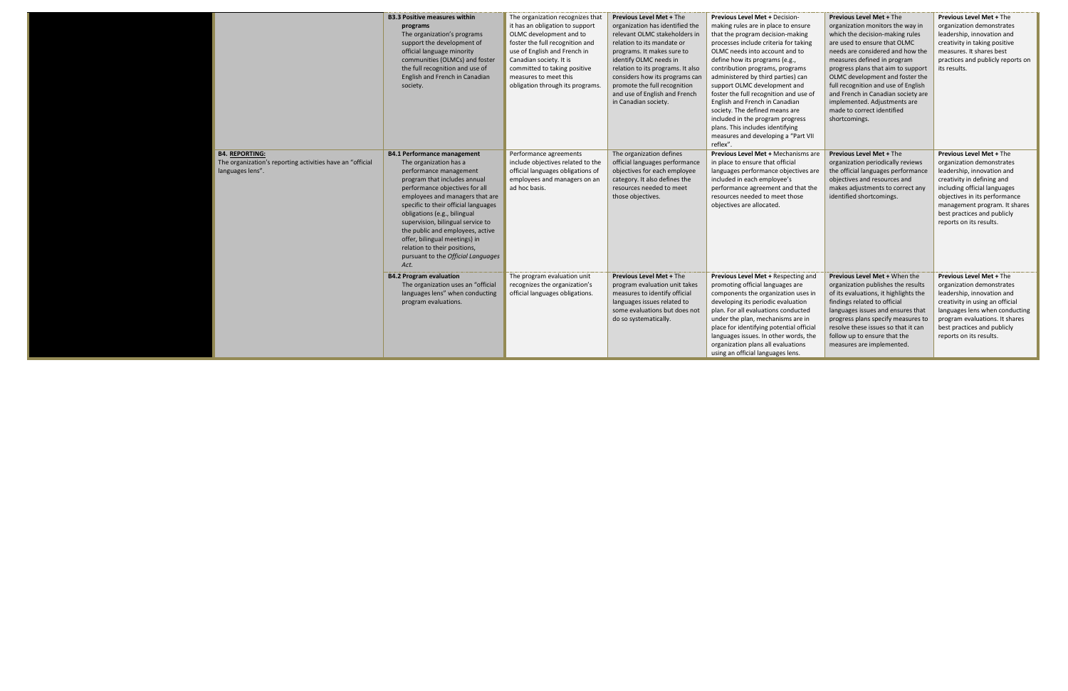| | | | | | | | |
|---|---|---|---|---|---|---|---|
| | | **B3.3 Positive measures within programs** The organization's programs support the development of official language minority communities (OLMCs) and foster the full recognition and use of English and French in Canadian society. | The organization recognizes that it has an obligation to support OLMC development and to foster the full recognition and use of English and French in Canadian society. It is committed to taking positive measures to meet this obligation through its programs. | **Previous Level Met +** The organization has identified the relevant OLMC stakeholders in relation to its mandate or programs. It makes sure to identify OLMC needs in relation to its programs. It also considers how its programs can promote the full recognition and use of English and French in Canadian society. | **Previous Level Met +** Decision-making rules are in place to ensure that the program decision-making processes include criteria for taking OLMC needs into account and to define how its programs (e.g., contribution programs, programs administered by third parties) can support OLMC development and foster the full recognition and use of English and French in Canadian society. The defined means are included in the program progress plans. This includes identifying measures and developing a "Part VII reflex". | **Previous Level Met +** The organization monitors the way in which the decision-making rules are used to ensure that OLMC needs are considered and how the measures defined in program progress plans that aim to support OLMC development and foster the full recognition and use of English and French in Canadian society are implemented. Adjustments are made to correct identified shortcomings. | **Previous Level Met +** The organization demonstrates leadership, innovation and creativity in taking positive measures. It shares best practices and publicly reports on its results. |
| | **B4. REPORTING:** The organization's reporting activities have an "official languages lens". | **B4.1 Performance management** The organization has a performance management program that includes annual performance objectives for all employees and managers that are specific to their official languages obligations (e.g., bilingual supervision, bilingual service to the public and employees, active offer, bilingual meetings) in relation to their positions, pursuant to the *Official Languages Act*. | Performance agreements include objectives related to the official languages obligations of employees and managers on an ad hoc basis. | The organization defines official languages performance objectives for each employee category. It also defines the resources needed to meet those objectives. | **Previous Level Met +** Mechanisms are in place to ensure that official languages performance objectives are included in each employee's performance agreement and that the resources needed to meet those objectives are allocated. | **Previous Level Met +** The organization periodically reviews the official languages performance objectives and resources and makes adjustments to correct any identified shortcomings. | **Previous Level Met +** The organization demonstrates leadership, innovation and creativity in defining and including official languages objectives in its performance management program. It shares best practices and publicly reports on its results. |
| | | **B4.2 Program evaluation** The organization uses an "official languages lens" when conducting program evaluations. | The program evaluation unit recognizes the organization's official languages obligations. | **Previous Level Met +** The program evaluation unit takes measures to identify official languages issues related to some evaluations but does not do so systematically. | **Previous Level Met +** Respecting and promoting official languages are components the organization uses in developing its periodic evaluation plan. For all evaluations conducted under the plan, mechanisms are in place for identifying potential official languages issues. In other words, the organization plans all evaluations using an official languages lens. | **Previous Level Met +** When the organization publishes the results of its evaluations, it highlights the findings related to official languages issues and ensures that progress plans specify measures to resolve these issues so that it can follow up to ensure that the measures are implemented. | **Previous Level Met +** The organization demonstrates leadership, innovation and creativity in using an official languages lens when conducting program evaluations. It shares best practices and publicly reports on its results. |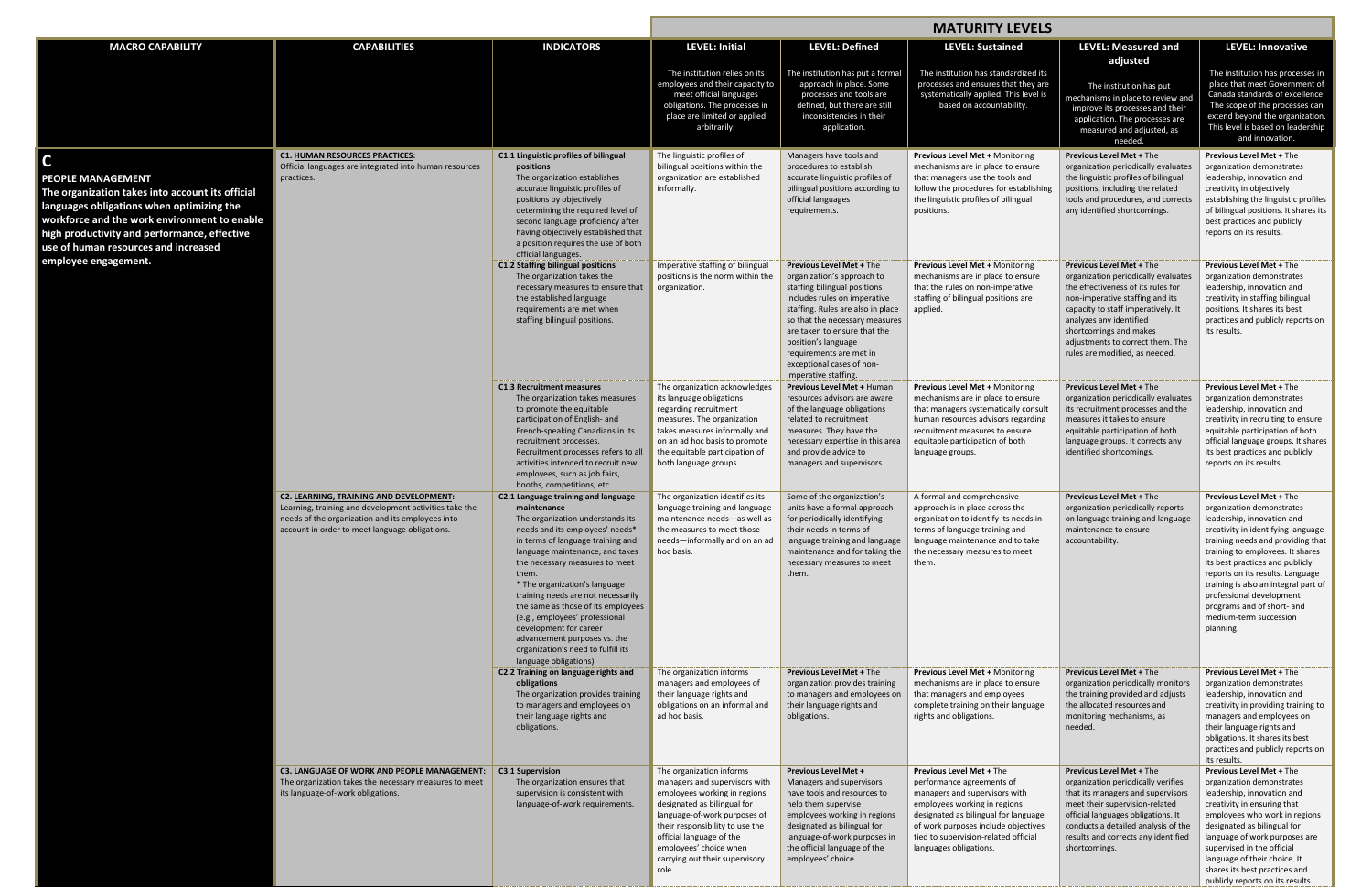| MACRO CAPABILITY | CAPABILITIES | INDICATORS | MATURITY LEVELS | | | | |
|---|---|---|---|---|---|---|---|
| | | | **LEVEL: Initial**<br>The institution relies on its employees and their capacity to meet official languages obligations. The processes in place are limited or applied arbitrarily. | **LEVEL: Defined**<br>The institution has put a formal approach in place. Some processes and tools are defined, but there are still inconsistencies in their application. | **LEVEL: Sustained**<br>The institution has standardized its processes and ensures that they are systematically applied. This level is based on accountability. | **LEVEL: Measured and adjusted**<br>The institution has put mechanisms in place to review and improve its processes and their application. The processes are measured and adjusted, as needed. | **LEVEL: Innovative**<br>The institution has processes in place that meet Government of Canada standards of excellence. The scope of the processes can extend beyond the organization. This level is based on leadership and innovation. |
| **C**<br>**PEOPLE MANAGEMENT**<br>**The organization takes into account its official languages obligations when optimizing the workforce and the work environment to enable high productivity and performance, effective use of human resources and increased employee engagement.** | **C1. HUMAN RESOURCES PRACTICES:**<br>Official languages are integrated into human resources practices. | **C1.1 Linguistic profiles of bilingual positions**<br>The organization establishes accurate linguistic profiles of positions by objectively determining the required level of second language proficiency after having objectively established that a position requires the use of both official languages. | The linguistic profiles of bilingual positions within the organization are established informally. | Managers have tools and procedures to establish accurate linguistic profiles of bilingual positions according to official languages requirements. | **Previous Level Met +** Monitoring mechanisms are in place to ensure that managers use the tools and follow the procedures for establishing the linguistic profiles of bilingual positions. | **Previous Level Met +** The organization periodically evaluates the linguistic profiles of bilingual positions, including the related tools and procedures, and corrects any identified shortcomings. | **Previous Level Met +** The organization demonstrates leadership, innovation and creativity in objectively establishing the linguistic profiles of bilingual positions. It shares its best practices and publicly reports on its results. |
| | | **C1.2 Staffing bilingual positions**<br>The organization takes the necessary measures to ensure that the established language requirements are met when staffing bilingual positions. | Imperative staffing of bilingual positions is the norm within the organization. | **Previous Level Met +** The organization's approach to staffing bilingual positions includes rules on imperative staffing. Rules are also in place so that the necessary measures are taken to ensure that the position's language requirements are met in exceptional cases of non-imperative staffing. | **Previous Level Met +** Monitoring mechanisms are in place to ensure that the rules on non-imperative staffing of bilingual positions are applied. | **Previous Level Met +** The organization periodically evaluates the effectiveness of its rules for non-imperative staffing and its capacity to staff imperatively. It analyzes any identified shortcomings and makes adjustments to correct them. The rules are modified, as needed. | **Previous Level Met +** The organization demonstrates leadership, innovation and creativity in staffing bilingual positions. It shares its best practices and publicly reports on its results. |
| | | **C1.3 Recruitment measures**<br>The organization takes measures to promote the equitable participation of English- and French-speaking Canadians in its recruitment processes. Recruitment processes refers to all activities intended to recruit new employees, such as job fairs, booths, competitions, etc. | The organization acknowledges its language obligations regarding recruitment measures. The organization takes measures informally and on an ad hoc basis to promote the equitable participation of both language groups. | **Previous Level Met +** Human resources advisors are aware of the language obligations related to recruitment measures. They have the necessary expertise in this area and provide advice to managers and supervisors. | **Previous Level Met +** Monitoring mechanisms are in place to ensure that managers systematically consult human resources advisors regarding recruitment measures to ensure equitable participation of both language groups. | **Previous Level Met +** The organization periodically evaluates its recruitment processes and the measures it takes to ensure equitable participation of both language groups. It corrects any identified shortcomings. | **Previous Level Met +** The organization demonstrates leadership, innovation and creativity in recruiting to ensure equitable participation of both official language groups. It shares its best practices and publicly reports on its results. |
| | **C2. LEARNING, TRAINING AND DEVELOPMENT:**<br>Learning, training and development activities take the needs of the organization and its employees into account in order to meet language obligations. | **C2.1 Language training and language maintenance**<br>The organization understands its needs and its employees' needs* in terms of language training and language maintenance, and takes the necessary measures to meet them.<br>* The organization's language training needs are not necessarily the same as those of its employees (e.g., employees' professional development for career advancement purposes vs. the organization's need to fulfill its language obligations). | The organization identifies its language training and language maintenance needs—as well as the measures to meet those needs—informally and on an ad hoc basis. | Some of the organization's units have a formal approach for periodically identifying their needs in terms of language training and language maintenance and for taking the necessary measures to meet them. | A formal and comprehensive approach is in place across the organization to identify its needs in terms of language training and language maintenance and to take the necessary measures to meet them. | **Previous Level Met +** The organization periodically reports on language training and language maintenance to ensure accountability. | **Previous Level Met +** The organization demonstrates leadership, innovation and creativity in identifying language training needs and providing that training to employees. It shares its best practices and publicly reports on its results. Language training is also an integral part of professional development programs and of short- and medium-term succession planning. |
| | | **C2.2 Training on language rights and obligations**<br>The organization provides training to managers and employees on their language rights and obligations. | The organization informs managers and employees of their language rights and obligations on an informal and ad hoc basis. | **Previous Level Met +** The organization provides training to managers and employees on their language rights and obligations. | **Previous Level Met +** Monitoring mechanisms are in place to ensure that managers and employees complete training on their language rights and obligations. | **Previous Level Met +** The organization periodically monitors the training provided and adjusts the allocated resources and monitoring mechanisms, as needed. | **Previous Level Met +** The organization demonstrates leadership, innovation and creativity in providing training to managers and employees on their language rights and obligations. It shares its best practices and publicly reports on its results. |
| | **C3. LANGUAGE OF WORK AND PEOPLE MANAGEMENT:**<br>The organization takes the necessary measures to meet its language-of-work obligations. | **C3.1 Supervision**<br>The organization ensures that supervision is consistent with language-of-work requirements. | The organization informs managers and supervisors with employees working in regions designated as bilingual for language-of-work purposes of their responsibility to use the official language of the employees' choice when carrying out their supervisory role. | **Previous Level Met +** Managers and supervisors have tools and resources to help them supervise employees working in regions designated as bilingual for language-of-work purposes in the official language of the employees' choice. | **Previous Level Met +** The performance agreements of managers and supervisors with employees working in regions designated as bilingual for language of work purposes include objectives tied to supervision-related official languages obligations. | **Previous Level Met +** The organization periodically verifies that its managers and supervisors meet their supervision-related official languages obligations. It conducts a detailed analysis of the results and corrects any identified shortcomings. | **Previous Level Met +** The organization demonstrates leadership, innovation and creativity in ensuring that employees who work in regions designated as bilingual for language of work purposes are supervised in the official language of their choice. It shares its best practices and publicly reports on its results. |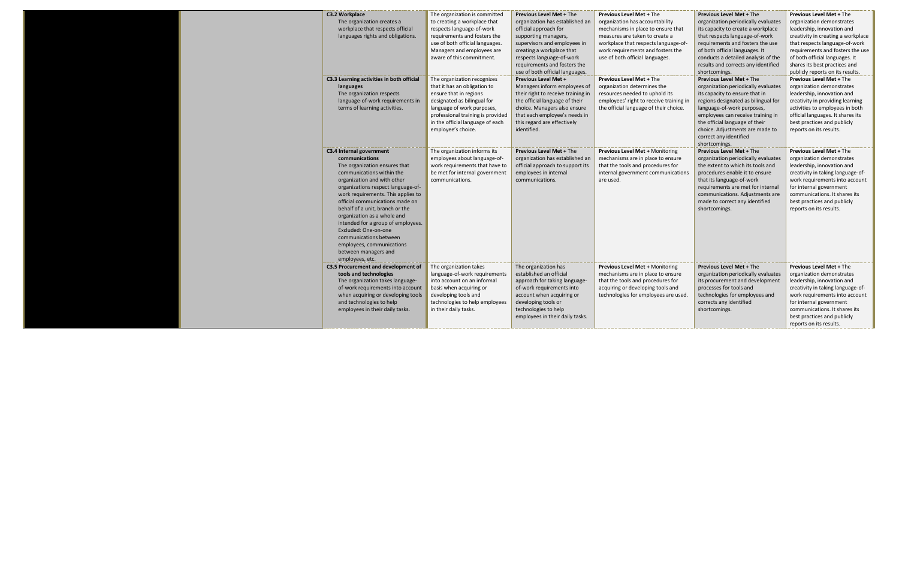| | | | | | | | |
|---|---|---|---|---|---|---|---|
| | | **C3.2 Workplace** The organization creates a workplace that respects official languages rights and obligations. | The organization is committed to creating a workplace that respects language-of-work requirements and fosters the use of both official languages. Managers and employees are aware of this commitment. | **Previous Level Met +** The organization has established an official approach for supporting managers, supervisors and employees in creating a workplace that respects language-of-work requirements and fosters the use of both official languages. | **Previous Level Met +** The organization has accountability mechanisms in place to ensure that measures are taken to create a workplace that respects language-of-work requirements and fosters the use of both official languages. | **Previous Level Met +** The organization periodically evaluates its capacity to create a workplace that respects language-of-work requirements and fosters the use of both official languages. It conducts a detailed analysis of the results and corrects any identified shortcomings. | **Previous Level Met +** The organization demonstrates leadership, innovation and creativity in creating a workplace that respects language-of-work requirements and fosters the use of both official languages. It shares its best practices and publicly reports on its results. |
| | | **C3.3 Learning activities in both official languages** The organization respects language-of-work requirements in terms of learning activities. | The organization recognizes that it has an obligation to ensure that in regions designated as bilingual for language of work purposes, professional training is provided in the official language of each employee's choice. | **Previous Level Met +** Managers inform employees of their right to receive training in the official language of their choice. Managers also ensure that each employee's needs in this regard are effectively identified. | **Previous Level Met +** The organization determines the resources needed to uphold its employees' right to receive training in the official language of their choice. | **Previous Level Met +** The organization periodically evaluates its capacity to ensure that in regions designated as bilingual for language-of-work purposes, employees can receive training in the official language of their choice. Adjustments are made to correct any identified shortcomings. | **Previous Level Met +** The organization demonstrates leadership, innovation and creativity in providing learning activities to employees in both official languages. It shares its best practices and publicly reports on its results. |
| | | **C3.4 Internal government communications** The organization ensures that communications within the organization and with other organizations respect language-of-work requirements. This applies to official communications made on behalf of a unit, branch or the organization as a whole and intended for a group of employees. Excluded: One-on-one communications between employees, communications between managers and employees, etc. | The organization informs its employees about language-of-work requirements that have to be met for internal government communications. | **Previous Level Met +** The organization has established an official approach to support its employees in internal communications. | **Previous Level Met +** Monitoring mechanisms are in place to ensure that the tools and procedures for internal government communications are used. | **Previous Level Met +** The organization periodically evaluates the extent to which its tools and procedures enable it to ensure that its language-of-work requirements are met for internal communications. Adjustments are made to correct any identified shortcomings. | **Previous Level Met +** The organization demonstrates leadership, innovation and creativity in taking language-of-work requirements into account for internal government communications. It shares its best practices and publicly reports on its results. |
| | | **C3.5 Procurement and development of tools and technologies** The organization takes language-of-work requirements into account when acquiring or developing tools and technologies to help employees in their daily tasks. | The organization takes language-of-work requirements into account on an informal basis when acquiring or developing tools and technologies to help employees in their daily tasks. | The organization has established an official approach for taking language-of-work requirements into account when acquiring or developing tools or technologies to help employees in their daily tasks. | **Previous Level Met +** Monitoring mechanisms are in place to ensure that the tools and procedures for acquiring or developing tools and technologies for employees are used. | **Previous Level Met +** The organization periodically evaluates its procurement and development processes for tools and technologies for employees and corrects any identified shortcomings. | **Previous Level Met +** The organization demonstrates leadership, innovation and creativity in taking language-of-work requirements into account for internal government communications. It shares its best practices and publicly reports on its results. |